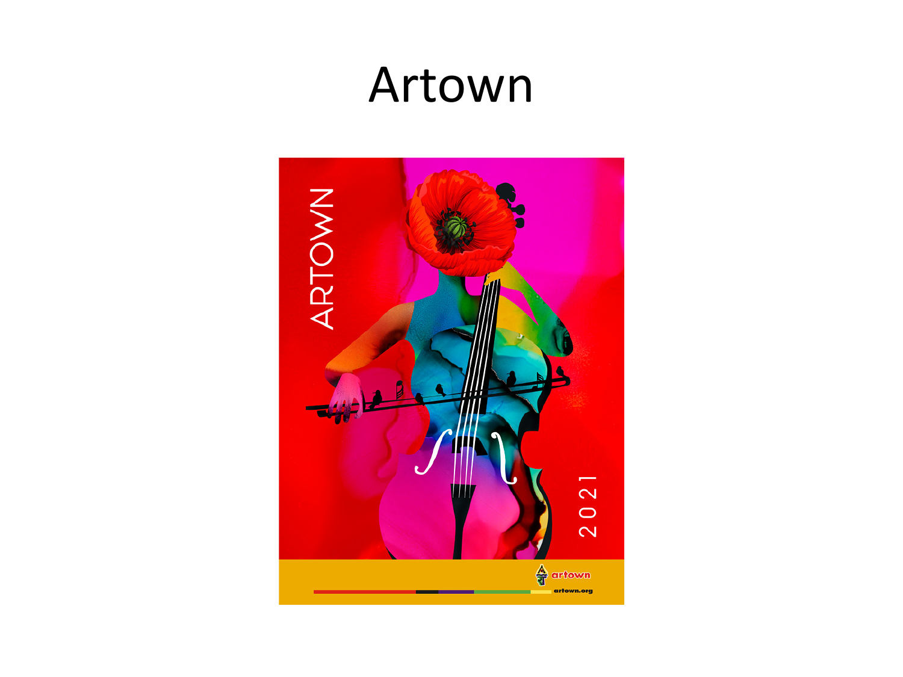# Artown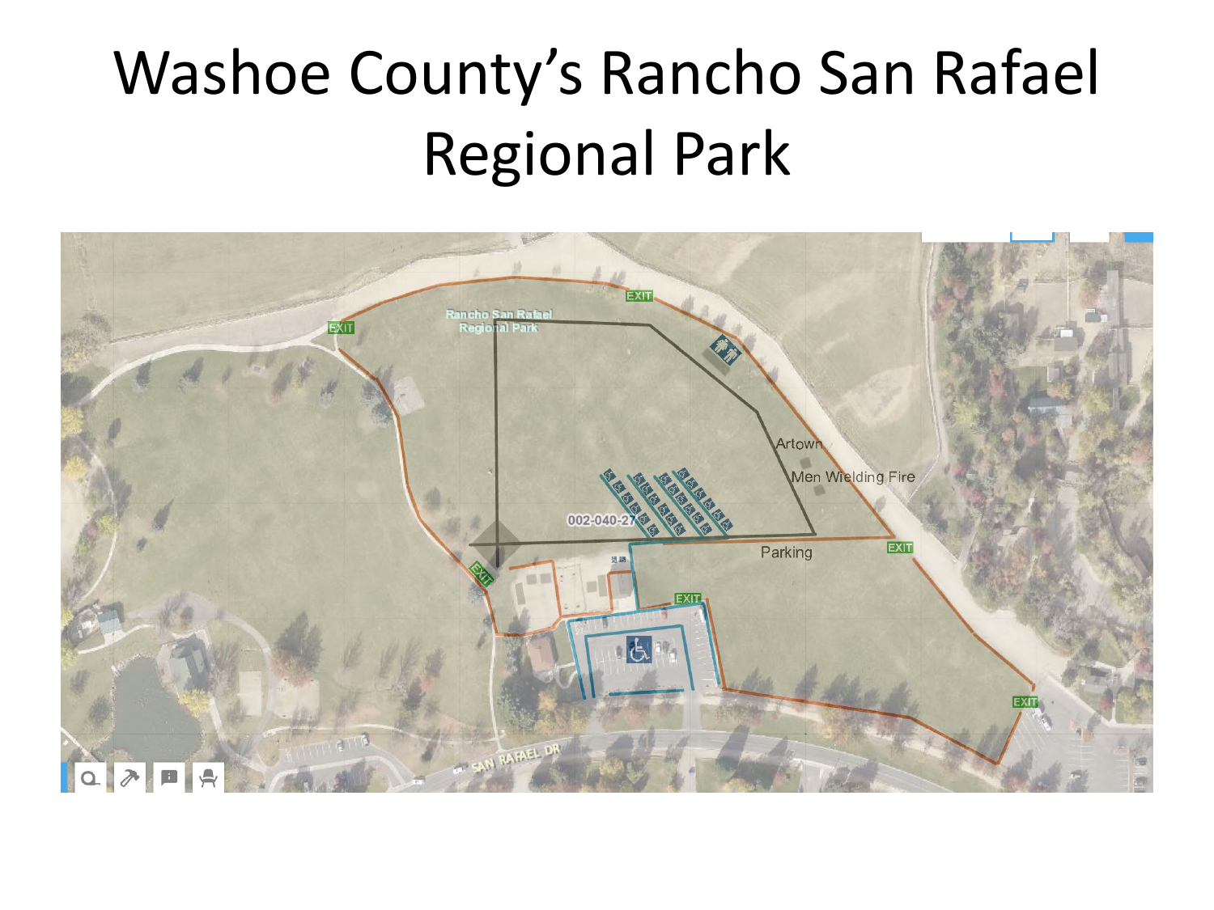# Washoe County's Rancho San Rafael Regional Park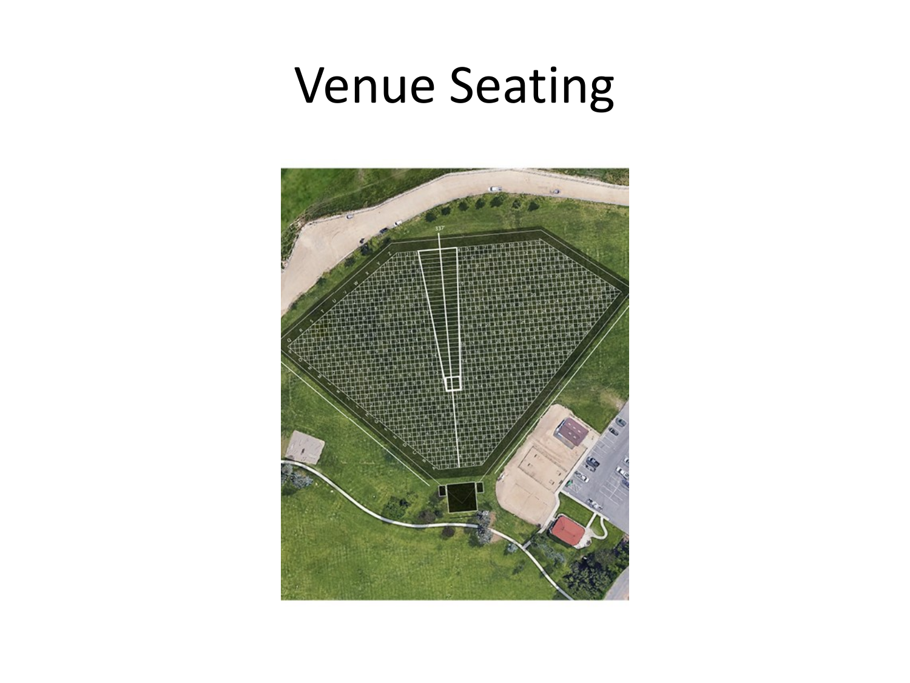# Venue Seating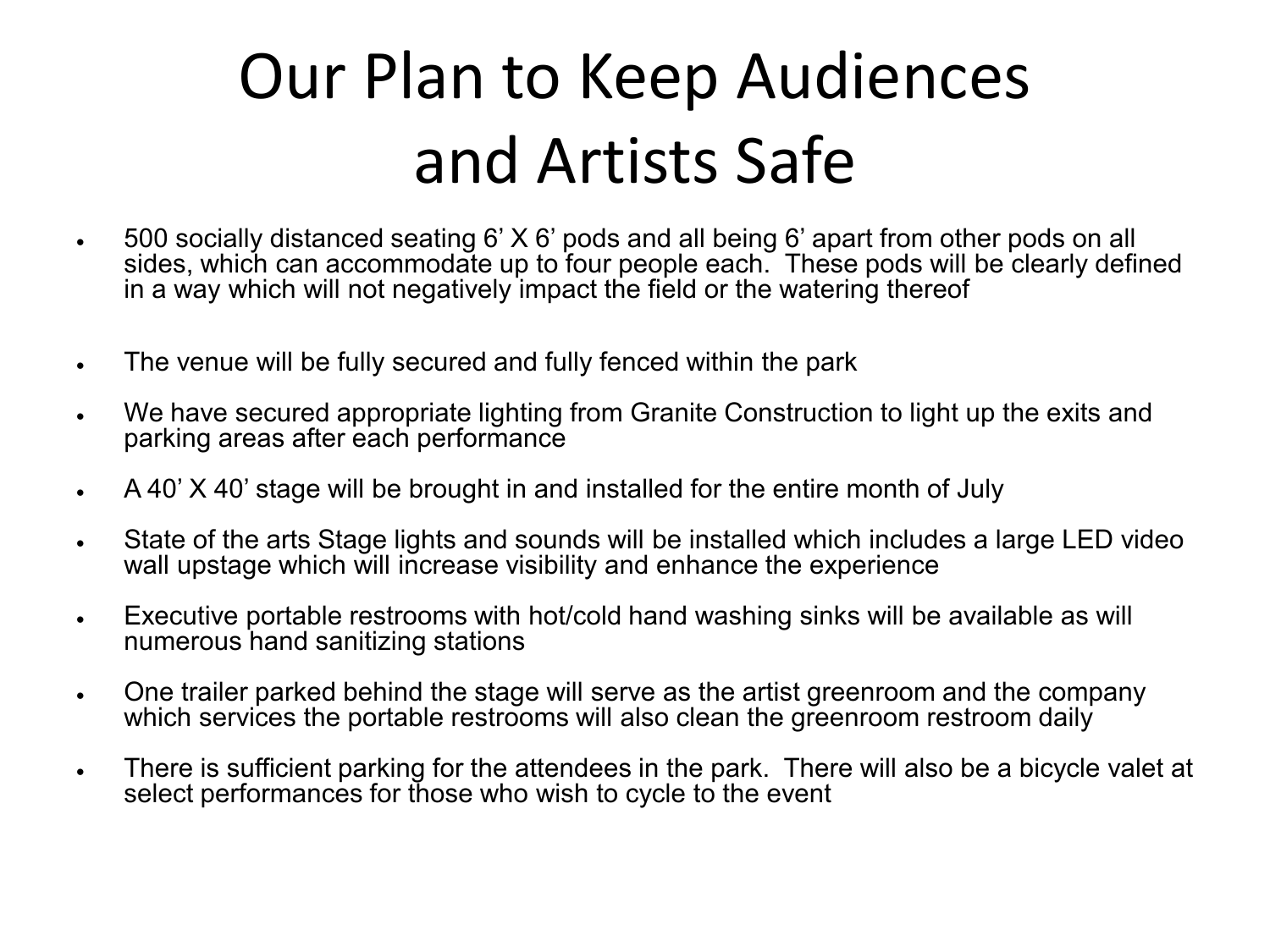# Our Plan to Keep Audiences and Artists Safe

- 500 socially distanced seating 6' X 6' pods and all being 6' apart from other pods on all sides, which can accommodate up to four people each. These pods will be clearly defined in a way which will not negatively impact the field or the watering thereof
- The venue will be fully secured and fully fenced within the park
- We have secured appropriate lighting from Granite Construction to light up the exits and parking areas after each performance
- A 40' X 40' stage will be brought in and installed for the entire month of July
- State of the arts Stage lights and sounds will be installed which includes a large LED video wall upstage which will increase visibility and enhance the experience
- Executive portable restrooms with hot/cold hand washing sinks will be available as will numerous hand sanitizing stations
- One trailer parked behind the stage will serve as the artist greenroom and the company which services the portable restrooms will also clean the greenroom restroom daily
- There is sufficient parking for the attendees in the park. There will also be a bicycle valet at select performances for those who wish to cycle to the event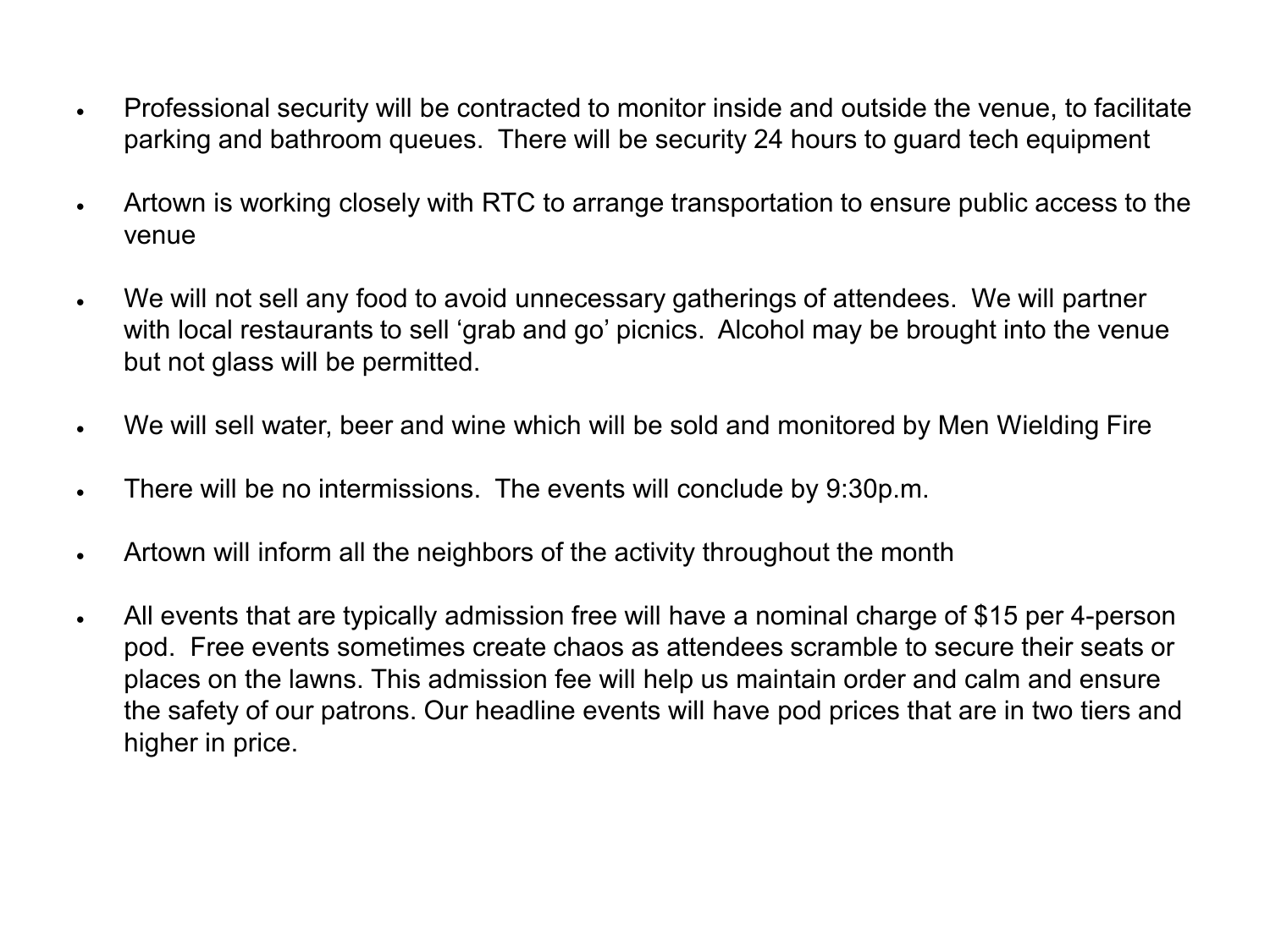- Professional security will be contracted to monitor inside and outside the venue, to facilitate parking and bathroom queues.  There will be security 24 hours to guard tech equipment

- Artown is working closely with RTC to arrange transportation to ensure public access to the venue

- We will not sell any food to avoid unnecessary gatherings of attendees.  We will partner with local restaurants to sell 'grab and go' picnics.  Alcohol may be brought into the venue but not glass will be permitted.

- We will sell water, beer and wine which will be sold and monitored by Men Wielding Fire

- There will be no intermissions.  The events will conclude by 9:30p.m.

- Artown will inform all the neighbors of the activity throughout the month

- All events that are typically admission free will have a nominal charge of $15 per 4-person pod.  Free events sometimes create chaos as attendees scramble to secure their seats or places on the lawns. This admission fee will help us maintain order and calm and ensure the safety of our patrons. Our headline events will have pod prices that are in two tiers and higher in price.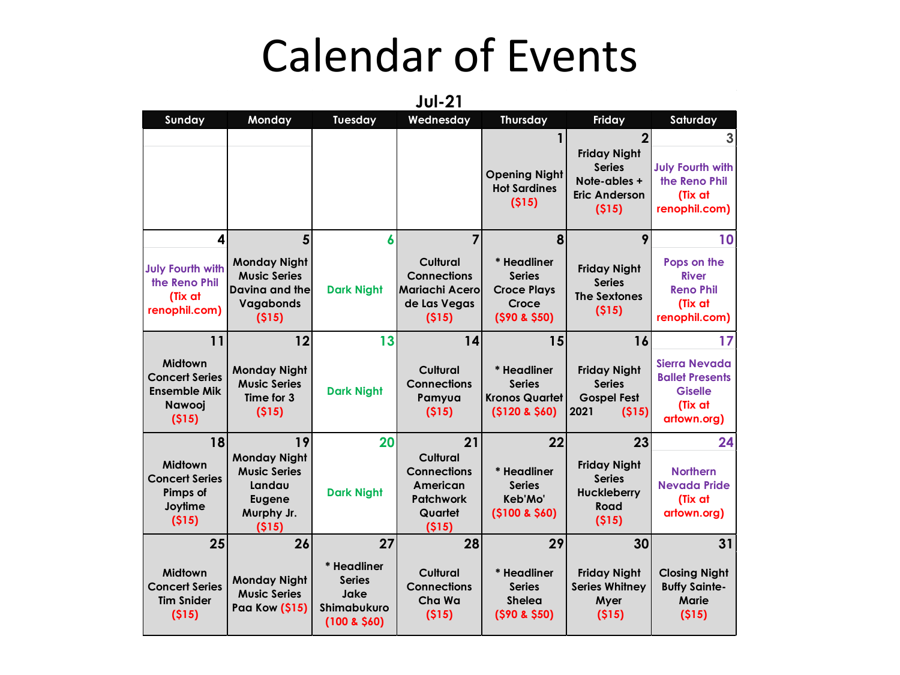# Calendar of Events

## Jul-21

| Sunday | Monday | Tuesday | Wednesday | Thursday | Friday | Saturday |
|---|---|---|---|---|---|---|
| | | | | **1** Opening Night Hot Sardines ($15) | **2** Friday Night Series Note-ables + Eric Anderson ($15) | **3** July Fourth with the Reno Phil (Tix at renophil.com) |
| **4** July Fourth with the Reno Phil (Tix at renophil.com) | **5** Monday Night Music Series Davina and the Vagabonds ($15) | **6** Dark Night | **7** Cultural Connections Mariachi Acero de Las Vegas ($15) | **8** * Headliner Series Croce Plays Croce ($90 & $50) | **9** Friday Night Series The Sextones ($15) | **10** Pops on the River Reno Phil (Tix at renophil.com) |
| **11** Midtown Concert Series Ensemble Mik Nawooj ($15) | **12** Monday Night Music Series Time for 3 ($15) | **13** Dark Night | **14** Cultural Connections Pamyua ($15) | **15** * Headliner Series Kronos Quartet ($120 & $60) | **16** Friday Night Series Gospel Fest 2021 ($15) | **17** Sierra Nevada Ballet Presents Giselle (Tix at artown.org) |
| **18** Midtown Concert Series Pimps of Joytime ($15) | **19** Monday Night Music Series Landau Eugene Murphy Jr. ($15) | **20** Dark Night | **21** Cultural Connections American Patchwork Quartet ($15) | **22** * Headliner Series Keb'Mo' ($100 & $60) | **23** Friday Night Series Huckleberry Road ($15) | **24** Northern Nevada Pride (Tix at artown.org) |
| **25** Midtown Concert Series Tim Snider ($15) | **26** Monday Night Music Series Paa Kow ($15) | **27** * Headliner Series Jake Shimabukuro (100 & $60) | **28** Cultural Connections Cha Wa ($15) | **29** * Headliner Series Shelea ($90 & $50) | **30** Friday Night Series Whitney Myer ($15) | **31** Closing Night Buffy Sainte-Marie ($15) |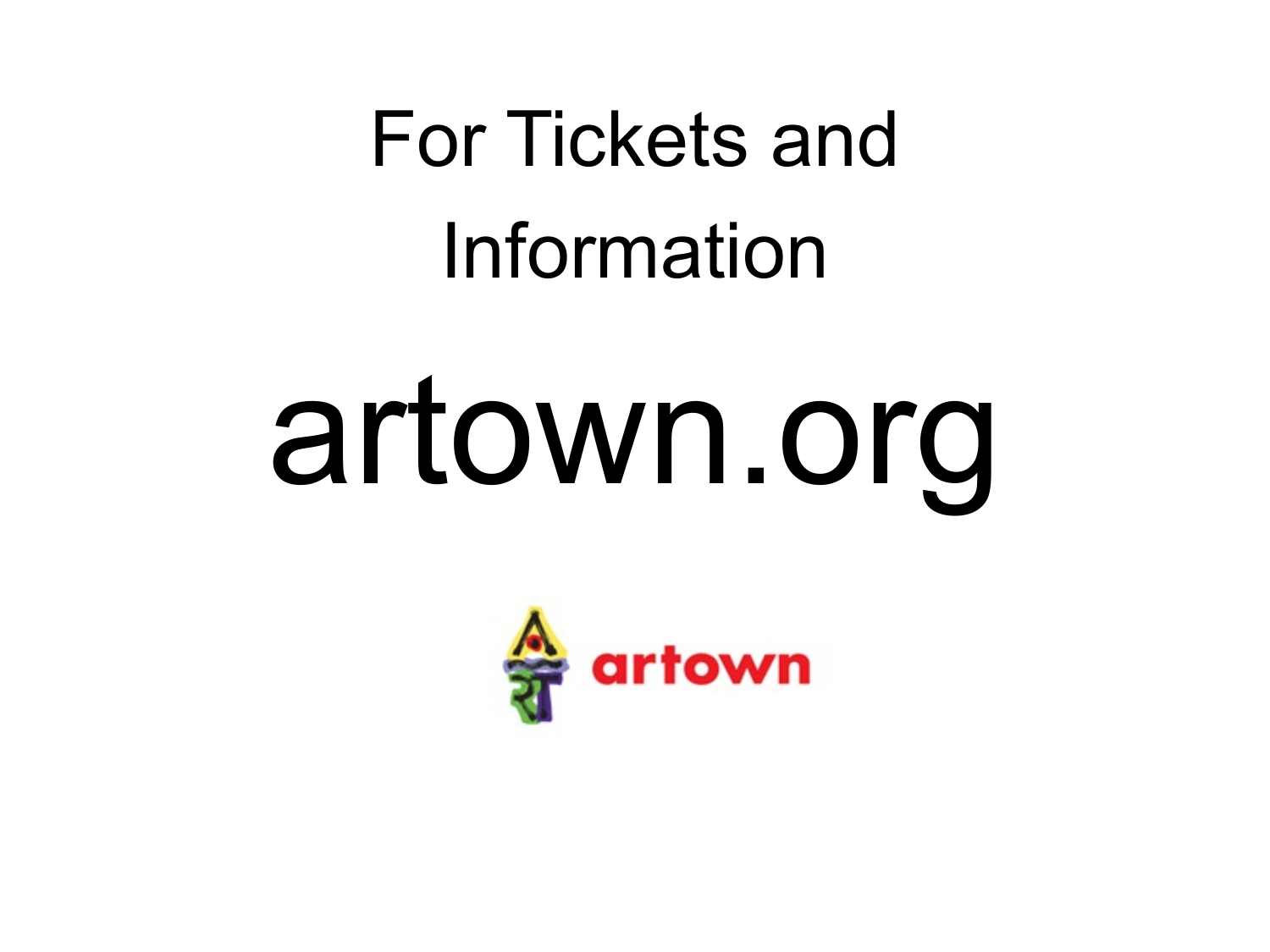For Tickets and Information

# artown.org

artown